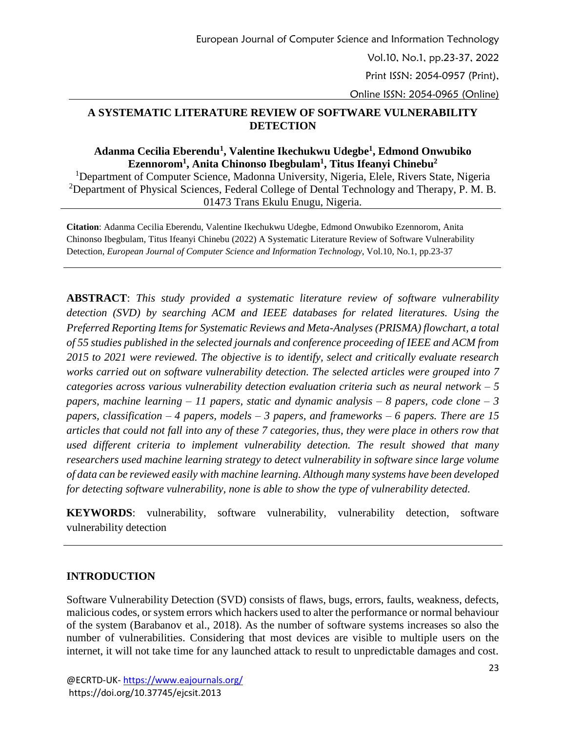# A SYSTEMATIC LITERATURE REVIEW OF SOFTWARE VULNERABILITY DETECTION

**Adanma Cecilia Eberendu[1], Valentine Ikechukwu Udegbe[1], Edmond Onwubiko Ezennorom[1], Anita Chinonso Ibegbulam[1], Titus Ifeanyi Chinebu[2]**

[1]Department of Computer Science, Madonna University, Nigeria, Elele, Rivers State, Nigeria
[2]Department of Physical Sciences, Federal College of Dental Technology and Therapy, P. M. B. 01473 Trans Ekulu Enugu, Nigeria.

**Citation**: Adanma Cecilia Eberendu, Valentine Ikechukwu Udegbe, Edmond Onwubiko Ezennorom, Anita Chinonso Ibegbulam, Titus Ifeanyi Chinebu (2022) A Systematic Literature Review of Software Vulnerability Detection, *European Journal of Computer Science and Information Technology*, Vol.10, No.1, pp.23-37

**ABSTRACT**: *This study provided a systematic literature review of software vulnerability detection (SVD) by searching ACM and IEEE databases for related literatures. Using the Preferred Reporting Items for Systematic Reviews and Meta-Analyses (PRISMA) flowchart, a total of 55 studies published in the selected journals and conference proceeding of IEEE and ACM from 2015 to 2021 were reviewed. The objective is to identify, select and critically evaluate research works carried out on software vulnerability detection. The selected articles were grouped into 7 categories across various vulnerability detection evaluation criteria such as neural network – 5 papers, machine learning – 11 papers, static and dynamic analysis – 8 papers, code clone – 3 papers, classification – 4 papers, models – 3 papers, and frameworks – 6 papers. There are 15 articles that could not fall into any of these 7 categories, thus, they were place in others row that used different criteria to implement vulnerability detection. The result showed that many researchers used machine learning strategy to detect vulnerability in software since large volume of data can be reviewed easily with machine learning. Although many systems have been developed for detecting software vulnerability, none is able to show the type of vulnerability detected.*

**KEYWORDS**: vulnerability, software vulnerability, vulnerability detection, software vulnerability detection

## INTRODUCTION

Software Vulnerability Detection (SVD) consists of flaws, bugs, errors, faults, weakness, defects, malicious codes, or system errors which hackers used to alter the performance or normal behaviour of the system (Barabanov et al., 2018). As the number of software systems increases so also the number of vulnerabilities. Considering that most devices are visible to multiple users on the internet, it will not take time for any launched attack to result to unpredictable damages and cost.

@ECRTD-UK- https://www.eajournals.org/
https://doi.org/10.37745/ejcsit.2013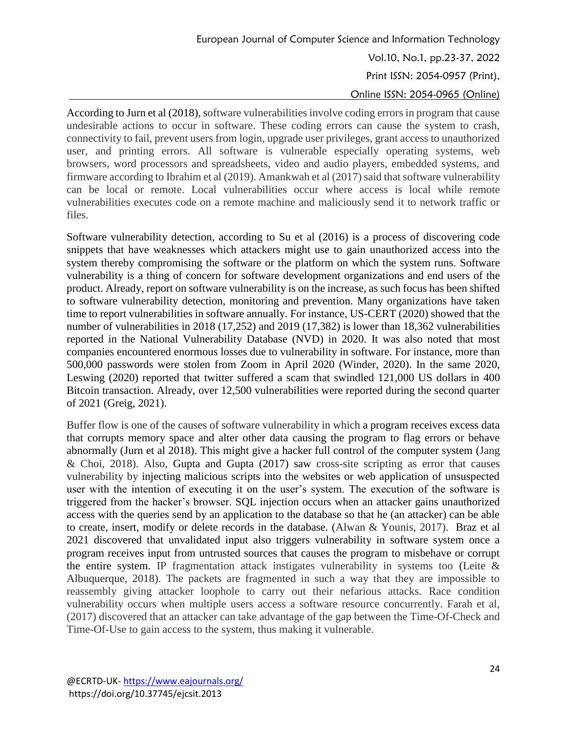According to Jurn et al (2018), software vulnerabilities involve coding errors in program that cause undesirable actions to occur in software. These coding errors can cause the system to crash, connectivity to fail, prevent users from login, upgrade user privileges, grant access to unauthorized user, and printing errors. All software is vulnerable especially operating systems, web browsers, word processors and spreadsheets, video and audio players, embedded systems, and firmware according to Ibrahim et al (2019). Amankwah et al (2017) said that software vulnerability can be local or remote. Local vulnerabilities occur where access is local while remote vulnerabilities executes code on a remote machine and maliciously send it to network traffic or files.

Software vulnerability detection, according to Su et al (2016) is a process of discovering code snippets that have weaknesses which attackers might use to gain unauthorized access into the system thereby compromising the software or the platform on which the system runs. Software vulnerability is a thing of concern for software development organizations and end users of the product. Already, report on software vulnerability is on the increase, as such focus has been shifted to software vulnerability detection, monitoring and prevention. Many organizations have taken time to report vulnerabilities in software annually. For instance, US-CERT (2020) showed that the number of vulnerabilities in 2018 (17,252) and 2019 (17,382) is lower than 18,362 vulnerabilities reported in the National Vulnerability Database (NVD) in 2020. It was also noted that most companies encountered enormous losses due to vulnerability in software. For instance, more than 500,000 passwords were stolen from Zoom in April 2020 (Winder, 2020). In the same 2020, Leswing (2020) reported that twitter suffered a scam that swindled 121,000 US dollars in 400 Bitcoin transaction. Already, over 12,500 vulnerabilities were reported during the second quarter of 2021 (Greig, 2021).

Buffer flow is one of the causes of software vulnerability in which a program receives excess data that corrupts memory space and alter other data causing the program to flag errors or behave abnormally (Jurn et al 2018). This might give a hacker full control of the computer system (Jang & Choi, 2018). Also, Gupta and Gupta (2017) saw cross-site scripting as error that causes vulnerability by injecting malicious scripts into the websites or web application of unsuspected user with the intention of executing it on the user's system. The execution of the software is triggered from the hacker's browser. SQL injection occurs when an attacker gains unauthorized access with the queries send by an application to the database so that he (an attacker) can be able to create, insert, modify or delete records in the database. (Alwan & Younis, 2017). Braz et al 2021 discovered that unvalidated input also triggers vulnerability in software system once a program receives input from untrusted sources that causes the program to misbehave or corrupt the entire system. IP fragmentation attack instigates vulnerability in systems too (Leite & Albuquerque, 2018). The packets are fragmented in such a way that they are impossible to reassembly giving attacker loophole to carry out their nefarious attacks. Race condition vulnerability occurs when multiple users access a software resource concurrently. Farah et al, (2017) discovered that an attacker can take advantage of the gap between the Time-Of-Check and Time-Of-Use to gain access to the system, thus making it vulnerable.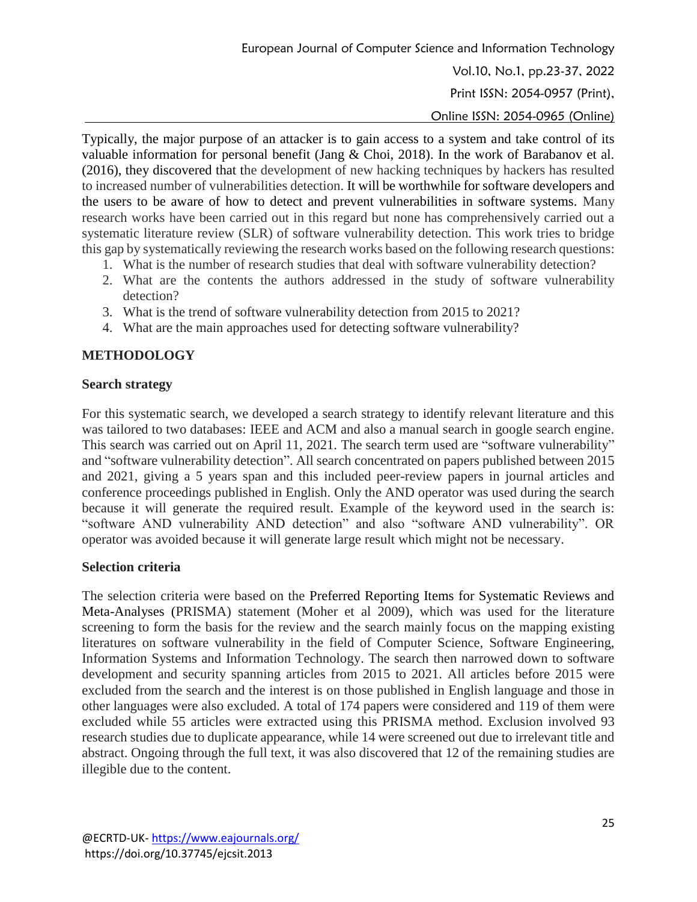Typically, the major purpose of an attacker is to gain access to a system and take control of its valuable information for personal benefit (Jang & Choi, 2018). In the work of Barabanov et al. (2016), they discovered that the development of new hacking techniques by hackers has resulted to increased number of vulnerabilities detection. It will be worthwhile for software developers and the users to be aware of how to detect and prevent vulnerabilities in software systems. Many research works have been carried out in this regard but none has comprehensively carried out a systematic literature review (SLR) of software vulnerability detection. This work tries to bridge this gap by systematically reviewing the research works based on the following research questions:

1. What is the number of research studies that deal with software vulnerability detection?
2. What are the contents the authors addressed in the study of software vulnerability detection?
3. What is the trend of software vulnerability detection from 2015 to 2021?
4. What are the main approaches used for detecting software vulnerability?

## METHODOLOGY

### Search strategy

For this systematic search, we developed a search strategy to identify relevant literature and this was tailored to two databases: IEEE and ACM and also a manual search in google search engine. This search was carried out on April 11, 2021. The search term used are "software vulnerability" and "software vulnerability detection". All search concentrated on papers published between 2015 and 2021, giving a 5 years span and this included peer-review papers in journal articles and conference proceedings published in English. Only the AND operator was used during the search because it will generate the required result. Example of the keyword used in the search is: "software AND vulnerability AND detection" and also "software AND vulnerability". OR operator was avoided because it will generate large result which might not be necessary.

### Selection criteria

The selection criteria were based on the Preferred Reporting Items for Systematic Reviews and Meta-Analyses (PRISMA) statement (Moher et al 2009), which was used for the literature screening to form the basis for the review and the search mainly focus on the mapping existing literatures on software vulnerability in the field of Computer Science, Software Engineering, Information Systems and Information Technology. The search then narrowed down to software development and security spanning articles from 2015 to 2021. All articles before 2015 were excluded from the search and the interest is on those published in English language and those in other languages were also excluded. A total of 174 papers were considered and 119 of them were excluded while 55 articles were extracted using this PRISMA method. Exclusion involved 93 research studies due to duplicate appearance, while 14 were screened out due to irrelevant title and abstract. Ongoing through the full text, it was also discovered that 12 of the remaining studies are illegible due to the content.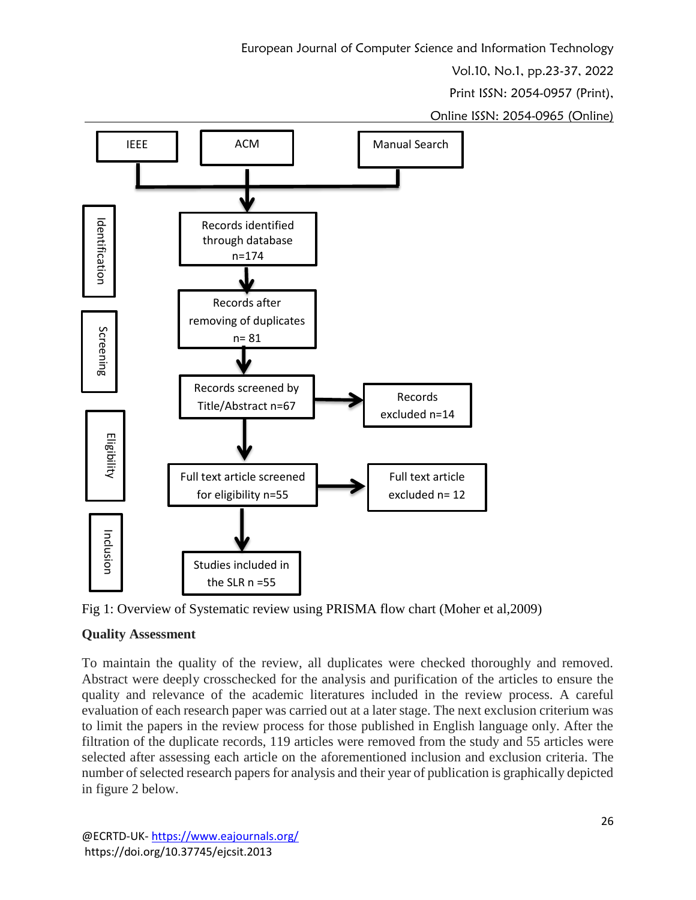IEEE

ACM

Manual Search

Identification

Records identified through database n=174

Screening

Records after removing of duplicates n= 81

Records screened by Title/Abstract n=67

Records excluded n=14

Eligibility

Full text article screened for eligibility n=55

Full text article excluded n= 12

Inclusion

Studies included in the SLR n =55

Fig 1: Overview of Systematic review using PRISMA flow chart (Moher et al,2009)

**Quality Assessment**

To maintain the quality of the review, all duplicates were checked thoroughly and removed. Abstract were deeply crosschecked for the analysis and purification of the articles to ensure the quality and relevance of the academic literatures included in the review process. A careful evaluation of each research paper was carried out at a later stage. The next exclusion criterium was to limit the papers in the review process for those published in English language only. After the filtration of the duplicate records, 119 articles were removed from the study and 55 articles were selected after assessing each article on the aforementioned inclusion and exclusion criteria. The number of selected research papers for analysis and their year of publication is graphically depicted in figure 2 below.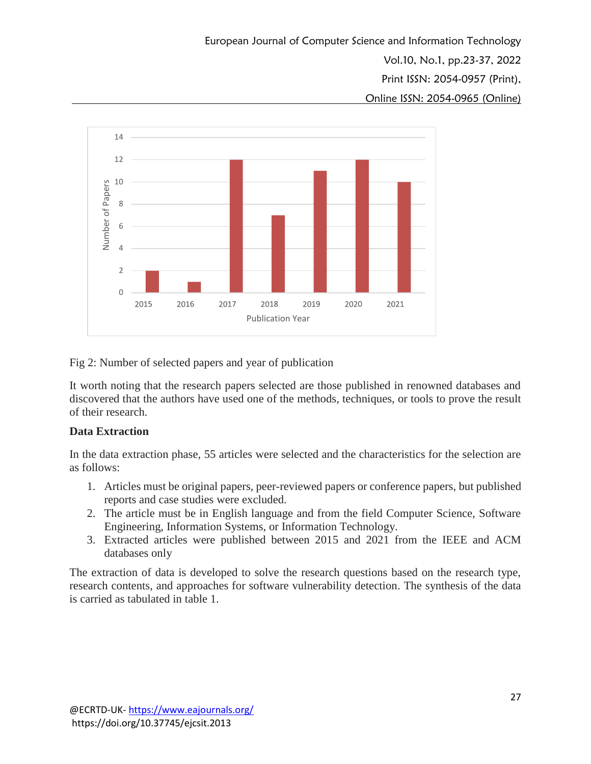Fig 2: Number of selected papers and year of publication

It worth noting that the research papers selected are those published in renowned databases and discovered that the authors have used one of the methods, techniques, or tools to prove the result of their research.

**Data Extraction**

In the data extraction phase, 55 articles were selected and the characteristics for the selection are as follows:

1. Articles must be original papers, peer-reviewed papers or conference papers, but published reports and case studies were excluded.
2. The article must be in English language and from the field Computer Science, Software Engineering, Information Systems, or Information Technology.
3. Extracted articles were published between 2015 and 2021 from the IEEE and ACM databases only

The extraction of data is developed to solve the research questions based on the research type, research contents, and approaches for software vulnerability detection. The synthesis of the data is carried as tabulated in table 1.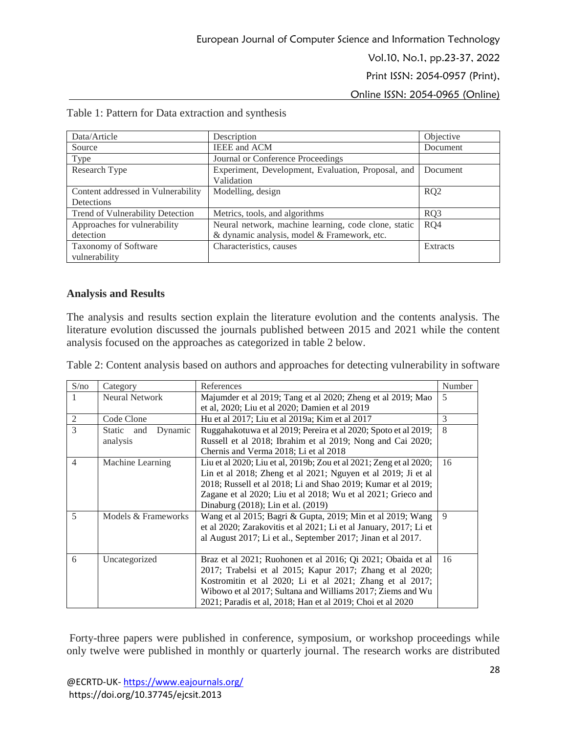Table 1: Pattern for Data extraction and synthesis

| Data/Article | Description | Objective |
|---|---|---|
| Source | IEEE and ACM | Document |
| Type | Journal or Conference Proceedings | |
| Research Type | Experiment, Development, Evaluation, Proposal, and Validation | Document |
| Content addressed in Vulnerability Detections | Modelling, design | RQ2 |
| Trend of Vulnerability Detection | Metrics, tools, and algorithms | RQ3 |
| Approaches for vulnerability detection | Neural network, machine learning, code clone, static & dynamic analysis, model & Framework, etc. | RQ4 |
| Taxonomy of Software vulnerability | Characteristics, causes | Extracts |

**Analysis and Results**

The analysis and results section explain the literature evolution and the contents analysis. The literature evolution discussed the journals published between 2015 and 2021 while the content analysis focused on the approaches as categorized in table 2 below.

Table 2: Content analysis based on authors and approaches for detecting vulnerability in software

| S/no | Category | References | Number |
|---|---|---|---|
| 1 | Neural Network | Majumder et al 2019; Tang et al 2020; Zheng et al 2019; Mao et al, 2020; Liu et al 2020; Damien et al 2019 | 5 |
| 2 | Code Clone | Hu et al 2017; Liu et al 2019a; Kim et al 2017 | 3 |
| 3 | Static and Dynamic analysis | Ruggahakotuwa et al 2019; Pereira et al 2020; Spoto et al 2019; Russell et al 2018; Ibrahim et al 2019; Nong and Cai 2020; Chernis and Verma 2018; Li et al 2018 | 8 |
| 4 | Machine Learning | Liu et al 2020; Liu et al, 2019b; Zou et al 2021; Zeng et al 2020; Lin et al 2018; Zheng et al 2021; Nguyen et al 2019; Ji et al 2018; Russell et al 2018; Li and Shao 2019; Kumar et al 2019; Zagane et al 2020; Liu et al 2018; Wu et al 2021; Grieco and Dinaburg (2018); Lin et al. (2019) | 16 |
| 5 | Models & Frameworks | Wang et al 2015; Bagri & Gupta, 2019; Min et al 2019; Wang et al 2020; Zarakovitis et al 2021; Li et al January, 2017; Li et al August 2017; Li et al., September 2017; Jinan et al 2017. | 9 |
| 6 | Uncategorized | Braz et al 2021; Ruohonen et al 2016; Qi 2021; Obaida et al 2017; Trabelsi et al 2015; Kapur 2017; Zhang et al 2020; Kostromitin et al 2020; Li et al 2021; Zhang et al 2017; Wibowo et al 2017; Sultana and Williams 2017; Ziems and Wu 2021; Paradis et al, 2018; Han et al 2019; Choi et al 2020 | 16 |

Forty-three papers were published in conference, symposium, or workshop proceedings while only twelve were published in monthly or quarterly journal. The research works are distributed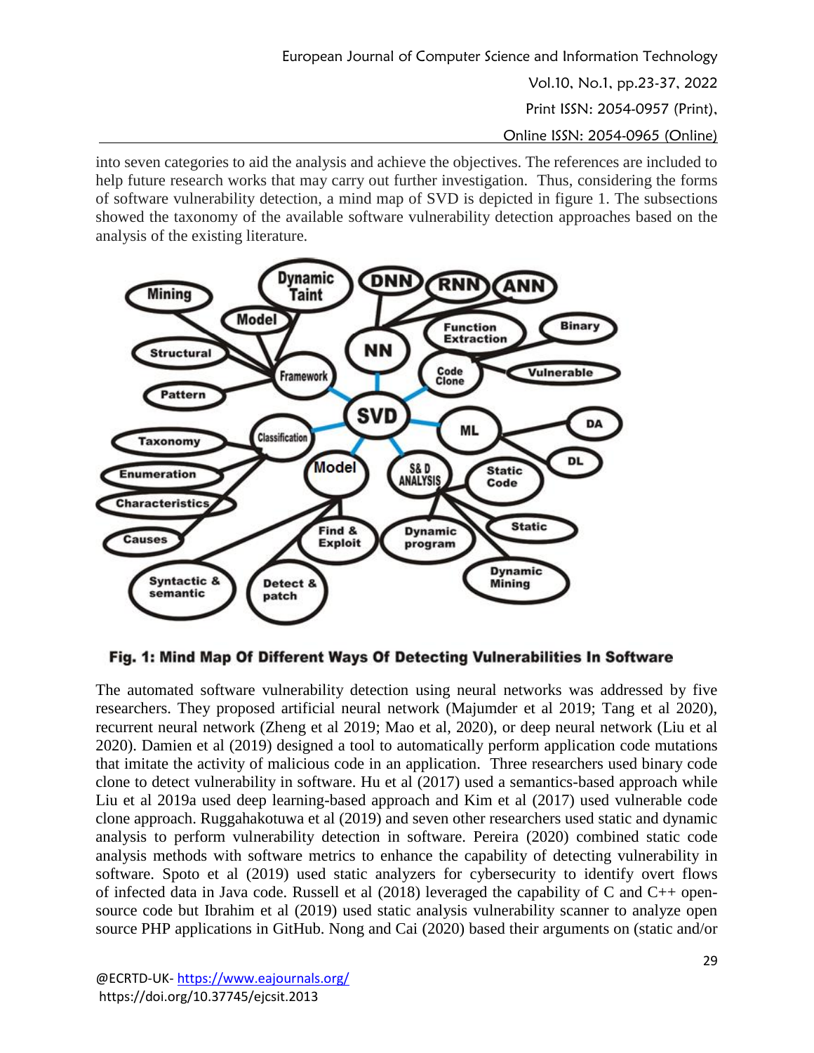into seven categories to aid the analysis and achieve the objectives. The references are included to help future research works that may carry out further investigation. Thus, considering the forms of software vulnerability detection, a mind map of SVD is depicted in figure 1. The subsections showed the taxonomy of the available software vulnerability detection approaches based on the analysis of the existing literature.

**Fig. 1: Mind Map Of Different Ways Of Detecting Vulnerabilities In Software**

The automated software vulnerability detection using neural networks was addressed by five researchers. They proposed artificial neural network (Majumder et al 2019; Tang et al 2020), recurrent neural network (Zheng et al 2019; Mao et al, 2020), or deep neural network (Liu et al 2020). Damien et al (2019) designed a tool to automatically perform application code mutations that imitate the activity of malicious code in an application. Three researchers used binary code clone to detect vulnerability in software. Hu et al (2017) used a semantics-based approach while Liu et al 2019a used deep learning-based approach and Kim et al (2017) used vulnerable code clone approach. Ruggahakotuwa et al (2019) and seven other researchers used static and dynamic analysis to perform vulnerability detection in software. Pereira (2020) combined static code analysis methods with software metrics to enhance the capability of detecting vulnerability in software. Spoto et al (2019) used static analyzers for cybersecurity to identify overt flows of infected data in Java code. Russell et al (2018) leveraged the capability of C and C++ open-source code but Ibrahim et al (2019) used static analysis vulnerability scanner to analyze open source PHP applications in GitHub. Nong and Cai (2020) based their arguments on (static and/or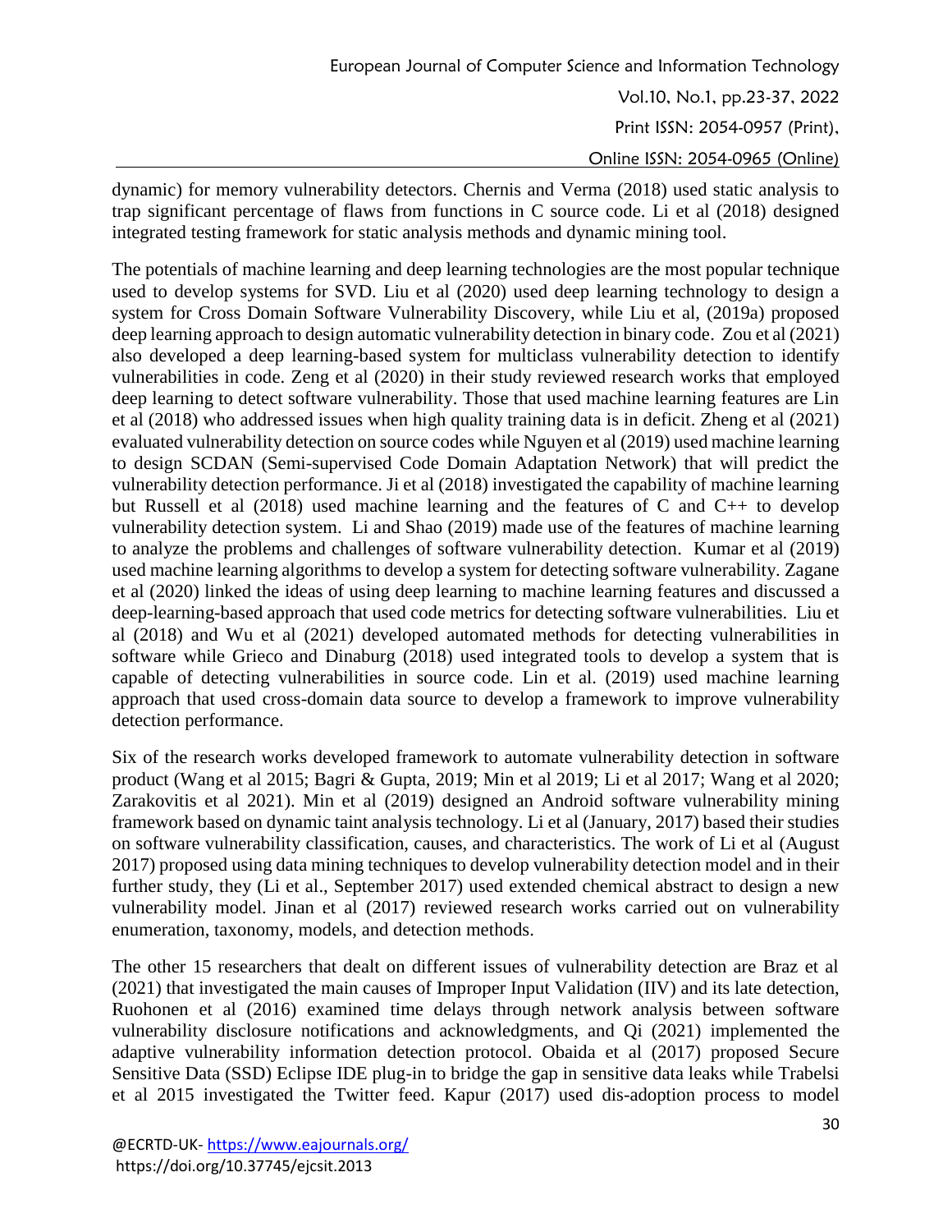dynamic) for memory vulnerability detectors. Chernis and Verma (2018) used static analysis to trap significant percentage of flaws from functions in C source code. Li et al (2018) designed integrated testing framework for static analysis methods and dynamic mining tool.

The potentials of machine learning and deep learning technologies are the most popular technique used to develop systems for SVD. Liu et al (2020) used deep learning technology to design a system for Cross Domain Software Vulnerability Discovery, while Liu et al, (2019a) proposed deep learning approach to design automatic vulnerability detection in binary code. Zou et al (2021) also developed a deep learning-based system for multiclass vulnerability detection to identify vulnerabilities in code. Zeng et al (2020) in their study reviewed research works that employed deep learning to detect software vulnerability. Those that used machine learning features are Lin et al (2018) who addressed issues when high quality training data is in deficit. Zheng et al (2021) evaluated vulnerability detection on source codes while Nguyen et al (2019) used machine learning to design SCDAN (Semi-supervised Code Domain Adaptation Network) that will predict the vulnerability detection performance. Ji et al (2018) investigated the capability of machine learning but Russell et al (2018) used machine learning and the features of C and C++ to develop vulnerability detection system. Li and Shao (2019) made use of the features of machine learning to analyze the problems and challenges of software vulnerability detection. Kumar et al (2019) used machine learning algorithms to develop a system for detecting software vulnerability. Zagane et al (2020) linked the ideas of using deep learning to machine learning features and discussed a deep-learning-based approach that used code metrics for detecting software vulnerabilities. Liu et al (2018) and Wu et al (2021) developed automated methods for detecting vulnerabilities in software while Grieco and Dinaburg (2018) used integrated tools to develop a system that is capable of detecting vulnerabilities in source code. Lin et al. (2019) used machine learning approach that used cross-domain data source to develop a framework to improve vulnerability detection performance.

Six of the research works developed framework to automate vulnerability detection in software product (Wang et al 2015; Bagri & Gupta, 2019; Min et al 2019; Li et al 2017; Wang et al 2020; Zarakovitis et al 2021). Min et al (2019) designed an Android software vulnerability mining framework based on dynamic taint analysis technology. Li et al (January, 2017) based their studies on software vulnerability classification, causes, and characteristics. The work of Li et al (August 2017) proposed using data mining techniques to develop vulnerability detection model and in their further study, they (Li et al., September 2017) used extended chemical abstract to design a new vulnerability model. Jinan et al (2017) reviewed research works carried out on vulnerability enumeration, taxonomy, models, and detection methods.

The other 15 researchers that dealt on different issues of vulnerability detection are Braz et al (2021) that investigated the main causes of Improper Input Validation (IIV) and its late detection, Ruohonen et al (2016) examined time delays through network analysis between software vulnerability disclosure notifications and acknowledgments, and Qi (2021) implemented the adaptive vulnerability information detection protocol. Obaida et al (2017) proposed Secure Sensitive Data (SSD) Eclipse IDE plug-in to bridge the gap in sensitive data leaks while Trabelsi et al 2015 investigated the Twitter feed. Kapur (2017) used dis-adoption process to model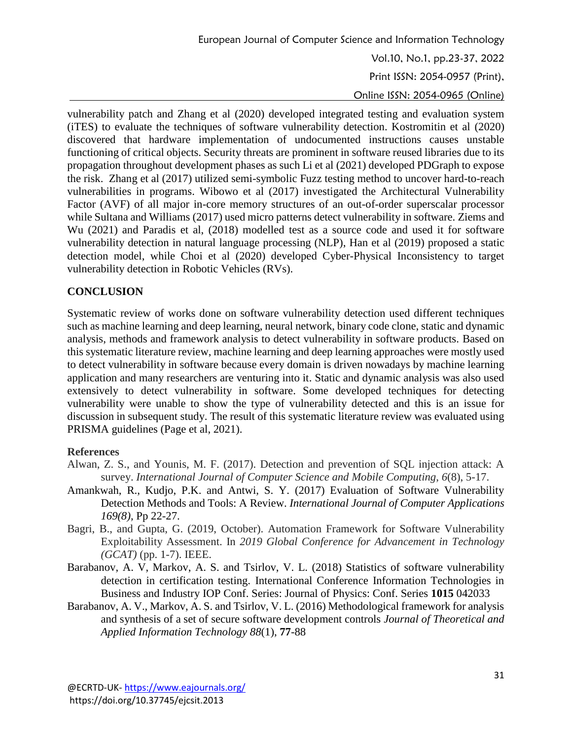vulnerability patch and Zhang et al (2020) developed integrated testing and evaluation system (iTES) to evaluate the techniques of software vulnerability detection. Kostromitin et al (2020) discovered that hardware implementation of undocumented instructions causes unstable functioning of critical objects. Security threats are prominent in software reused libraries due to its propagation throughout development phases as such Li et al (2021) developed PDGraph to expose the risk. Zhang et al (2017) utilized semi-symbolic Fuzz testing method to uncover hard-to-reach vulnerabilities in programs. Wibowo et al (2017) investigated the Architectural Vulnerability Factor (AVF) of all major in-core memory structures of an out-of-order superscalar processor while Sultana and Williams (2017) used micro patterns detect vulnerability in software. Ziems and Wu (2021) and Paradis et al, (2018) modelled test as a source code and used it for software vulnerability detection in natural language processing (NLP), Han et al (2019) proposed a static detection model, while Choi et al (2020) developed Cyber-Physical Inconsistency to target vulnerability detection in Robotic Vehicles (RVs).

## CONCLUSION

Systematic review of works done on software vulnerability detection used different techniques such as machine learning and deep learning, neural network, binary code clone, static and dynamic analysis, methods and framework analysis to detect vulnerability in software products. Based on this systematic literature review, machine learning and deep learning approaches were mostly used to detect vulnerability in software because every domain is driven nowadays by machine learning application and many researchers are venturing into it. Static and dynamic analysis was also used extensively to detect vulnerability in software. Some developed techniques for detecting vulnerability were unable to show the type of vulnerability detected and this is an issue for discussion in subsequent study. The result of this systematic literature review was evaluated using PRISMA guidelines (Page et al, 2021).

### References

Alwan, Z. S., and Younis, M. F. (2017). Detection and prevention of SQL injection attack: A survey. *International Journal of Computer Science and Mobile Computing*, *6*(8), 5-17.

Amankwah, R., Kudjo, P.K. and Antwi, S. Y. (2017) Evaluation of Software Vulnerability Detection Methods and Tools: A Review. *International Journal of Computer Applications 169(8),* Pp 22-27.

Bagri, B., and Gupta, G. (2019, October). Automation Framework for Software Vulnerability Exploitability Assessment. In *2019 Global Conference for Advancement in Technology (GCAT)* (pp. 1-7). IEEE.

Barabanov, A. V, Markov, A. S. and Tsirlov, V. L. (2018) Statistics of software vulnerability detection in certification testing. International Conference Information Technologies in Business and Industry IOP Conf. Series: Journal of Physics: Conf. Series **1015** 042033

Barabanov, A. V., Markov, A. S. and Tsirlov, V. L. (2016) Methodological framework for analysis and synthesis of a set of secure software development controls *Journal of Theoretical and Applied Information Technology 88*(1), **77**-88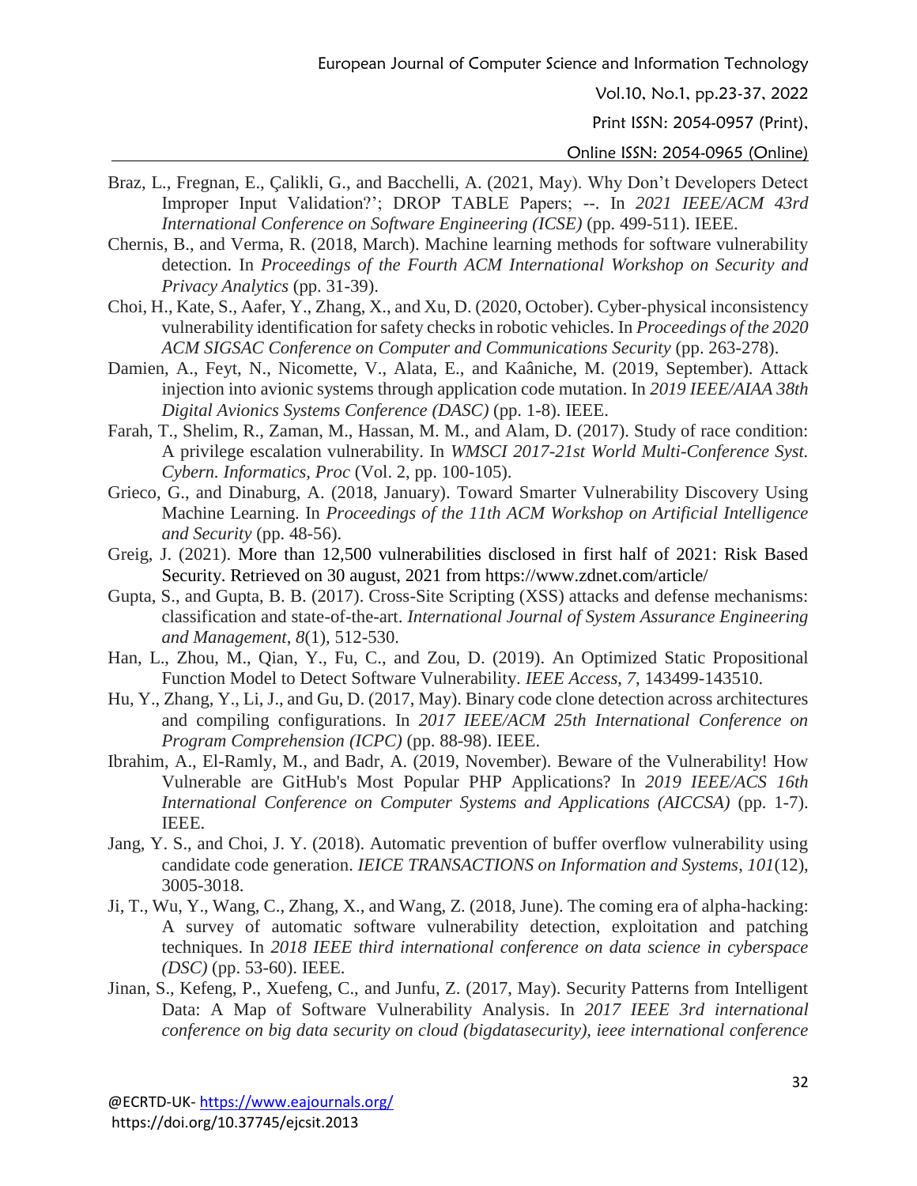Braz, L., Fregnan, E., Çalikli, G., and Bacchelli, A. (2021, May). Why Don't Developers Detect Improper Input Validation?'; DROP TABLE Papers; --. In *2021 IEEE/ACM 43rd International Conference on Software Engineering (ICSE)* (pp. 499-511). IEEE.

Chernis, B., and Verma, R. (2018, March). Machine learning methods for software vulnerability detection. In *Proceedings of the Fourth ACM International Workshop on Security and Privacy Analytics* (pp. 31-39).

Choi, H., Kate, S., Aafer, Y., Zhang, X., and Xu, D. (2020, October). Cyber-physical inconsistency vulnerability identification for safety checks in robotic vehicles. In *Proceedings of the 2020 ACM SIGSAC Conference on Computer and Communications Security* (pp. 263-278).

Damien, A., Feyt, N., Nicomette, V., Alata, E., and Kaâniche, M. (2019, September). Attack injection into avionic systems through application code mutation. In *2019 IEEE/AIAA 38th Digital Avionics Systems Conference (DASC)* (pp. 1-8). IEEE.

Farah, T., Shelim, R., Zaman, M., Hassan, M. M., and Alam, D. (2017). Study of race condition: A privilege escalation vulnerability. In *WMSCI 2017-21st World Multi-Conference Syst. Cybern. Informatics, Proc* (Vol. 2, pp. 100-105).

Grieco, G., and Dinaburg, A. (2018, January). Toward Smarter Vulnerability Discovery Using Machine Learning. In *Proceedings of the 11th ACM Workshop on Artificial Intelligence and Security* (pp. 48-56).

Greig, J. (2021). More than 12,500 vulnerabilities disclosed in first half of 2021: Risk Based Security. Retrieved on 30 august, 2021 from https://www.zdnet.com/article/

Gupta, S., and Gupta, B. B. (2017). Cross-Site Scripting (XSS) attacks and defense mechanisms: classification and state-of-the-art. *International Journal of System Assurance Engineering and Management*, *8*(1), 512-530.

Han, L., Zhou, M., Qian, Y., Fu, C., and Zou, D. (2019). An Optimized Static Propositional Function Model to Detect Software Vulnerability. *IEEE Access*, *7*, 143499-143510.

Hu, Y., Zhang, Y., Li, J., and Gu, D. (2017, May). Binary code clone detection across architectures and compiling configurations. In *2017 IEEE/ACM 25th International Conference on Program Comprehension (ICPC)* (pp. 88-98). IEEE.

Ibrahim, A., El-Ramly, M., and Badr, A. (2019, November). Beware of the Vulnerability! How Vulnerable are GitHub's Most Popular PHP Applications? In *2019 IEEE/ACS 16th International Conference on Computer Systems and Applications (AICCSA)* (pp. 1-7). IEEE.

Jang, Y. S., and Choi, J. Y. (2018). Automatic prevention of buffer overflow vulnerability using candidate code generation. *IEICE TRANSACTIONS on Information and Systems*, *101*(12), 3005-3018.

Ji, T., Wu, Y., Wang, C., Zhang, X., and Wang, Z. (2018, June). The coming era of alpha-hacking: A survey of automatic software vulnerability detection, exploitation and patching techniques. In *2018 IEEE third international conference on data science in cyberspace (DSC)* (pp. 53-60). IEEE.

Jinan, S., Kefeng, P., Xuefeng, C., and Junfu, Z. (2017, May). Security Patterns from Intelligent Data: A Map of Software Vulnerability Analysis. In *2017 IEEE 3rd international conference on big data security on cloud (bigdatasecurity), ieee international conference*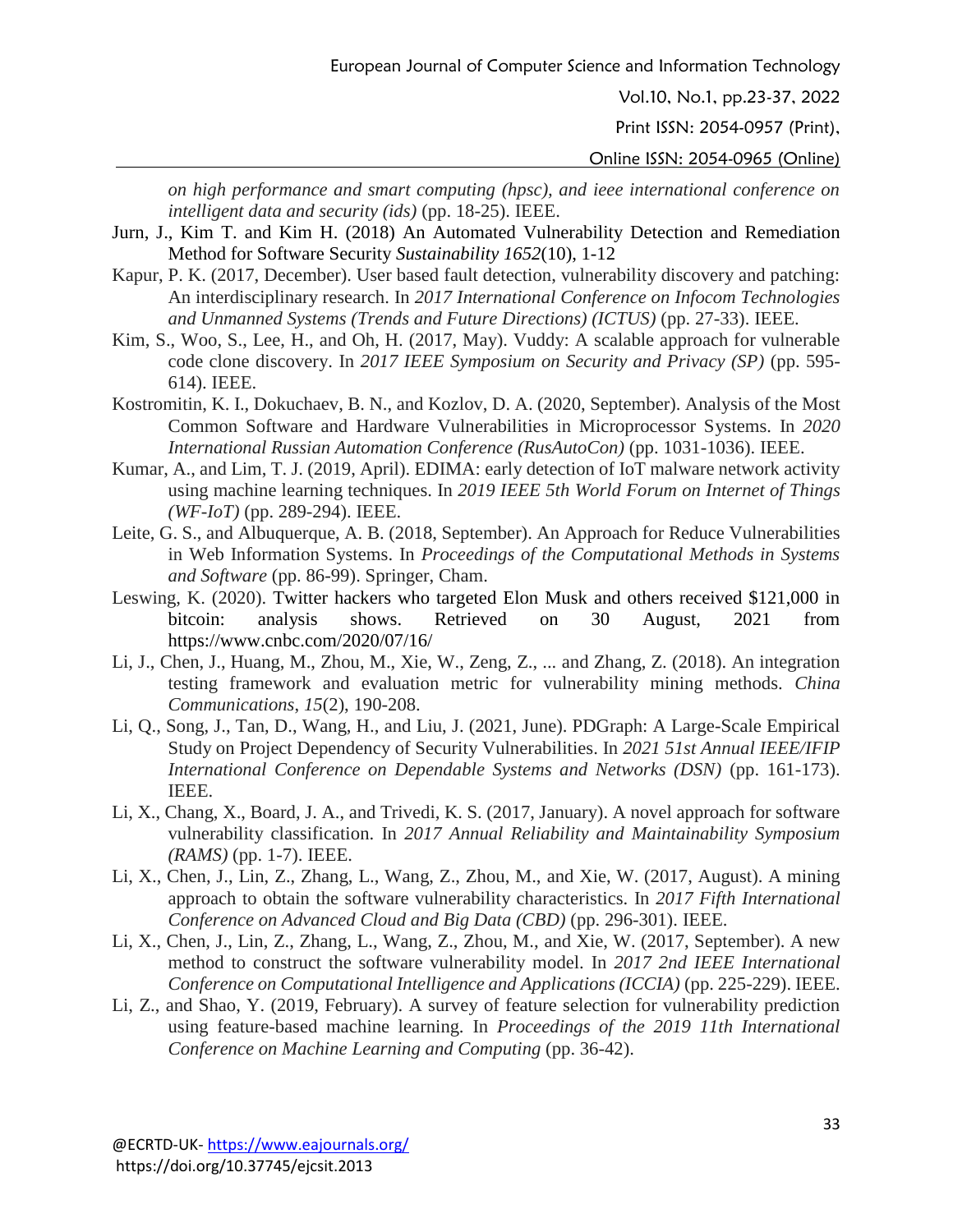*on high performance and smart computing (hpsc), and ieee international conference on intelligent data and security (ids)* (pp. 18-25). IEEE.

Jurn, J., Kim T. and Kim H. (2018) An Automated Vulnerability Detection and Remediation Method for Software Security *Sustainability 1652*(10), 1-12

Kapur, P. K. (2017, December). User based fault detection, vulnerability discovery and patching: An interdisciplinary research. In *2017 International Conference on Infocom Technologies and Unmanned Systems (Trends and Future Directions) (ICTUS)* (pp. 27-33). IEEE.

Kim, S., Woo, S., Lee, H., and Oh, H. (2017, May). Vuddy: A scalable approach for vulnerable code clone discovery. In *2017 IEEE Symposium on Security and Privacy (SP)* (pp. 595-614). IEEE.

Kostromitin, K. I., Dokuchaev, B. N., and Kozlov, D. A. (2020, September). Analysis of the Most Common Software and Hardware Vulnerabilities in Microprocessor Systems. In *2020 International Russian Automation Conference (RusAutoCon)* (pp. 1031-1036). IEEE.

Kumar, A., and Lim, T. J. (2019, April). EDIMA: early detection of IoT malware network activity using machine learning techniques. In *2019 IEEE 5th World Forum on Internet of Things (WF-IoT)* (pp. 289-294). IEEE.

Leite, G. S., and Albuquerque, A. B. (2018, September). An Approach for Reduce Vulnerabilities in Web Information Systems. In *Proceedings of the Computational Methods in Systems and Software* (pp. 86-99). Springer, Cham.

Leswing, K. (2020). Twitter hackers who targeted Elon Musk and others received $121,000 in bitcoin: analysis shows. Retrieved on 30 August, 2021 from https://www.cnbc.com/2020/07/16/

Li, J., Chen, J., Huang, M., Zhou, M., Xie, W., Zeng, Z., ... and Zhang, Z. (2018). An integration testing framework and evaluation metric for vulnerability mining methods. *China Communications*, *15*(2), 190-208.

Li, Q., Song, J., Tan, D., Wang, H., and Liu, J. (2021, June). PDGraph: A Large-Scale Empirical Study on Project Dependency of Security Vulnerabilities. In *2021 51st Annual IEEE/IFIP International Conference on Dependable Systems and Networks (DSN)* (pp. 161-173). IEEE.

Li, X., Chang, X., Board, J. A., and Trivedi, K. S. (2017, January). A novel approach for software vulnerability classification. In *2017 Annual Reliability and Maintainability Symposium (RAMS)* (pp. 1-7). IEEE.

Li, X., Chen, J., Lin, Z., Zhang, L., Wang, Z., Zhou, M., and Xie, W. (2017, August). A mining approach to obtain the software vulnerability characteristics. In *2017 Fifth International Conference on Advanced Cloud and Big Data (CBD)* (pp. 296-301). IEEE.

Li, X., Chen, J., Lin, Z., Zhang, L., Wang, Z., Zhou, M., and Xie, W. (2017, September). A new method to construct the software vulnerability model. In *2017 2nd IEEE International Conference on Computational Intelligence and Applications (ICCIA)* (pp. 225-229). IEEE.

Li, Z., and Shao, Y. (2019, February). A survey of feature selection for vulnerability prediction using feature-based machine learning. In *Proceedings of the 2019 11th International Conference on Machine Learning and Computing* (pp. 36-42).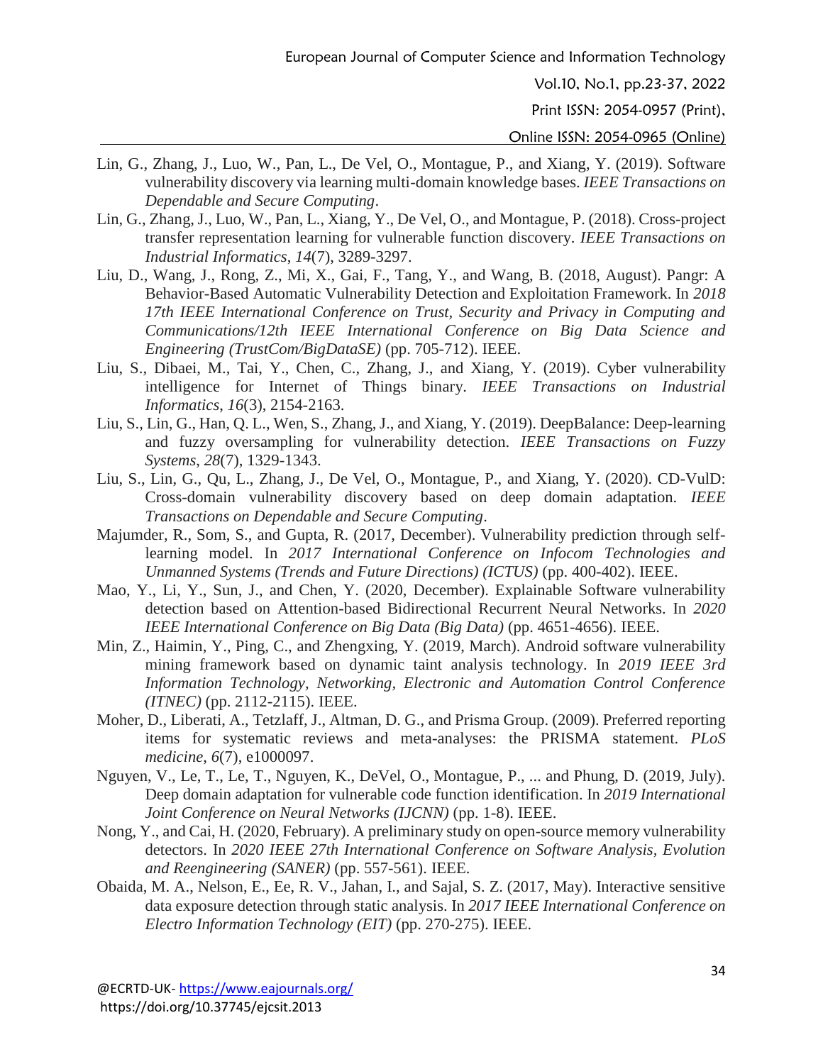Lin, G., Zhang, J., Luo, W., Pan, L., De Vel, O., Montague, P., and Xiang, Y. (2019). Software vulnerability discovery via learning multi-domain knowledge bases. *IEEE Transactions on Dependable and Secure Computing*.

Lin, G., Zhang, J., Luo, W., Pan, L., Xiang, Y., De Vel, O., and Montague, P. (2018). Cross-project transfer representation learning for vulnerable function discovery. *IEEE Transactions on Industrial Informatics*, *14*(7), 3289-3297.

Liu, D., Wang, J., Rong, Z., Mi, X., Gai, F., Tang, Y., and Wang, B. (2018, August). Pangr: A Behavior-Based Automatic Vulnerability Detection and Exploitation Framework. In *2018 17th IEEE International Conference on Trust, Security and Privacy in Computing and Communications/12th IEEE International Conference on Big Data Science and Engineering (TrustCom/BigDataSE)* (pp. 705-712). IEEE.

Liu, S., Dibaei, M., Tai, Y., Chen, C., Zhang, J., and Xiang, Y. (2019). Cyber vulnerability intelligence for Internet of Things binary. *IEEE Transactions on Industrial Informatics*, *16*(3), 2154-2163.

Liu, S., Lin, G., Han, Q. L., Wen, S., Zhang, J., and Xiang, Y. (2019). DeepBalance: Deep-learning and fuzzy oversampling for vulnerability detection. *IEEE Transactions on Fuzzy Systems*, *28*(7), 1329-1343.

Liu, S., Lin, G., Qu, L., Zhang, J., De Vel, O., Montague, P., and Xiang, Y. (2020). CD-VulD: Cross-domain vulnerability discovery based on deep domain adaptation. *IEEE Transactions on Dependable and Secure Computing*.

Majumder, R., Som, S., and Gupta, R. (2017, December). Vulnerability prediction through self-learning model. In *2017 International Conference on Infocom Technologies and Unmanned Systems (Trends and Future Directions) (ICTUS)* (pp. 400-402). IEEE.

Mao, Y., Li, Y., Sun, J., and Chen, Y. (2020, December). Explainable Software vulnerability detection based on Attention-based Bidirectional Recurrent Neural Networks. In *2020 IEEE International Conference on Big Data (Big Data)* (pp. 4651-4656). IEEE.

Min, Z., Haimin, Y., Ping, C., and Zhengxing, Y. (2019, March). Android software vulnerability mining framework based on dynamic taint analysis technology. In *2019 IEEE 3rd Information Technology, Networking, Electronic and Automation Control Conference (ITNEC)* (pp. 2112-2115). IEEE.

Moher, D., Liberati, A., Tetzlaff, J., Altman, D. G., and Prisma Group. (2009). Preferred reporting items for systematic reviews and meta-analyses: the PRISMA statement. *PLoS medicine*, *6*(7), e1000097.

Nguyen, V., Le, T., Le, T., Nguyen, K., DeVel, O., Montague, P., ... and Phung, D. (2019, July). Deep domain adaptation for vulnerable code function identification. In *2019 International Joint Conference on Neural Networks (IJCNN)* (pp. 1-8). IEEE.

Nong, Y., and Cai, H. (2020, February). A preliminary study on open-source memory vulnerability detectors. In *2020 IEEE 27th International Conference on Software Analysis, Evolution and Reengineering (SANER)* (pp. 557-561). IEEE.

Obaida, M. A., Nelson, E., Ee, R. V., Jahan, I., and Sajal, S. Z. (2017, May). Interactive sensitive data exposure detection through static analysis. In *2017 IEEE International Conference on Electro Information Technology (EIT)* (pp. 270-275). IEEE.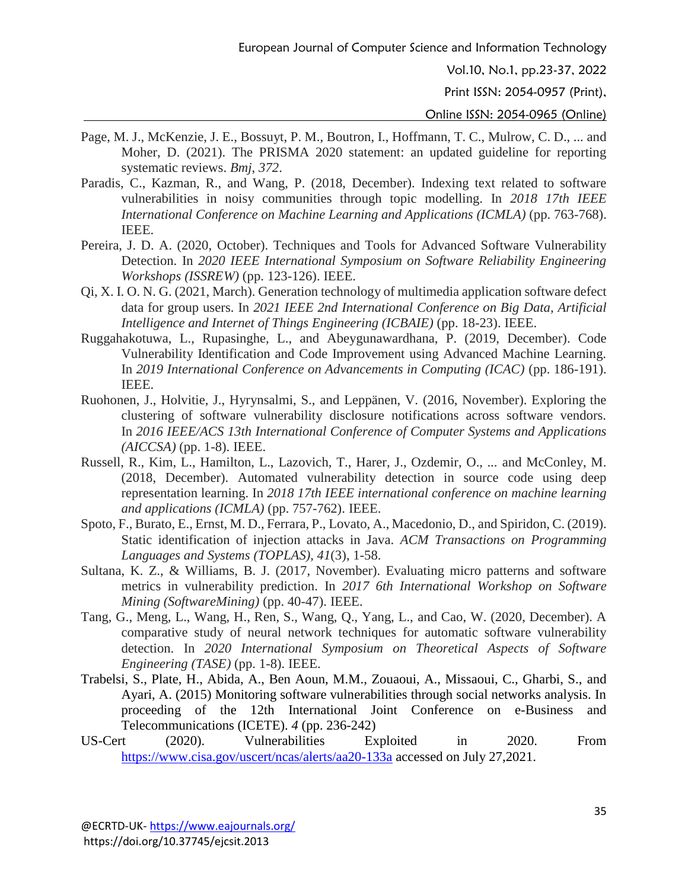Page, M. J., McKenzie, J. E., Bossuyt, P. M., Boutron, I., Hoffmann, T. C., Mulrow, C. D., ... and Moher, D. (2021). The PRISMA 2020 statement: an updated guideline for reporting systematic reviews. *Bmj*, *372*.

Paradis, C., Kazman, R., and Wang, P. (2018, December). Indexing text related to software vulnerabilities in noisy communities through topic modelling. In *2018 17th IEEE International Conference on Machine Learning and Applications (ICMLA)* (pp. 763-768). IEEE.

Pereira, J. D. A. (2020, October). Techniques and Tools for Advanced Software Vulnerability Detection. In *2020 IEEE International Symposium on Software Reliability Engineering Workshops (ISSREW)* (pp. 123-126). IEEE.

Qi, X. I. O. N. G. (2021, March). Generation technology of multimedia application software defect data for group users. In *2021 IEEE 2nd International Conference on Big Data, Artificial Intelligence and Internet of Things Engineering (ICBAIE)* (pp. 18-23). IEEE.

Ruggahakotuwa, L., Rupasinghe, L., and Abeygunawardhana, P. (2019, December). Code Vulnerability Identification and Code Improvement using Advanced Machine Learning. In *2019 International Conference on Advancements in Computing (ICAC)* (pp. 186-191). IEEE.

Ruohonen, J., Holvitie, J., Hyrynsalmi, S., and Leppänen, V. (2016, November). Exploring the clustering of software vulnerability disclosure notifications across software vendors. In *2016 IEEE/ACS 13th International Conference of Computer Systems and Applications (AICCSA)* (pp. 1-8). IEEE.

Russell, R., Kim, L., Hamilton, L., Lazovich, T., Harer, J., Ozdemir, O., ... and McConley, M. (2018, December). Automated vulnerability detection in source code using deep representation learning. In *2018 17th IEEE international conference on machine learning and applications (ICMLA)* (pp. 757-762). IEEE.

Spoto, F., Burato, E., Ernst, M. D., Ferrara, P., Lovato, A., Macedonio, D., and Spiridon, C. (2019). Static identification of injection attacks in Java. *ACM Transactions on Programming Languages and Systems (TOPLAS)*, *41*(3), 1-58.

Sultana, K. Z., & Williams, B. J. (2017, November). Evaluating micro patterns and software metrics in vulnerability prediction. In *2017 6th International Workshop on Software Mining (SoftwareMining)* (pp. 40-47). IEEE.

Tang, G., Meng, L., Wang, H., Ren, S., Wang, Q., Yang, L., and Cao, W. (2020, December). A comparative study of neural network techniques for automatic software vulnerability detection. In *2020 International Symposium on Theoretical Aspects of Software Engineering (TASE)* (pp. 1-8). IEEE.

Trabelsi, S., Plate, H., Abida, A., Ben Aoun, M.M., Zouaoui, A., Missaoui, C., Gharbi, S., and Ayari, A. (2015) Monitoring software vulnerabilities through social networks analysis. In proceeding of the 12th International Joint Conference on e-Business and Telecommunications (ICETE). *4* (pp. 236-242)

US-Cert (2020). Vulnerabilities Exploited in 2020. From https://www.cisa.gov/uscert/ncas/alerts/aa20-133a accessed on July 27,2021.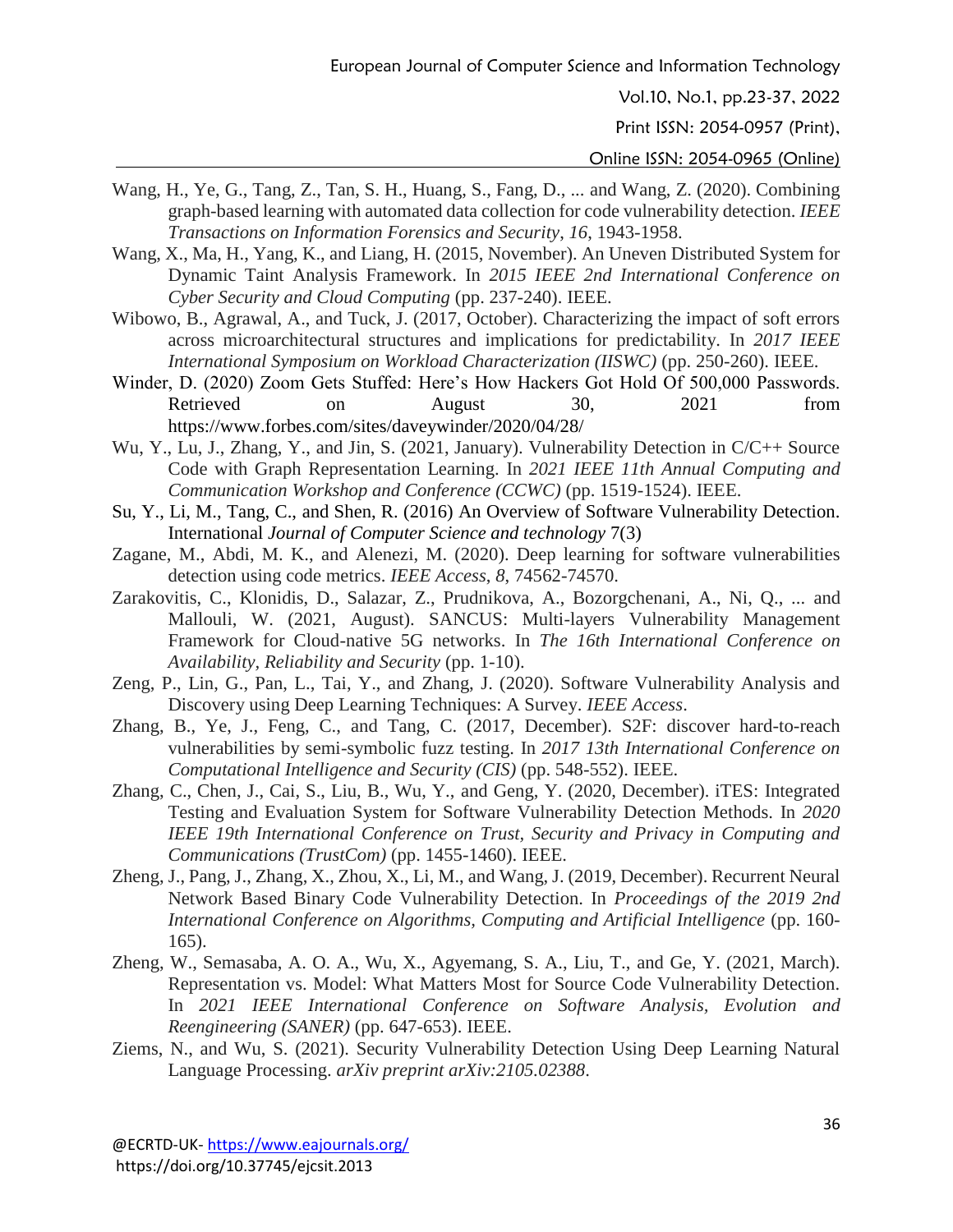Wang, H., Ye, G., Tang, Z., Tan, S. H., Huang, S., Fang, D., ... and Wang, Z. (2020). Combining graph-based learning with automated data collection for code vulnerability detection. *IEEE Transactions on Information Forensics and Security*, *16*, 1943-1958.

Wang, X., Ma, H., Yang, K., and Liang, H. (2015, November). An Uneven Distributed System for Dynamic Taint Analysis Framework. In *2015 IEEE 2nd International Conference on Cyber Security and Cloud Computing* (pp. 237-240). IEEE.

Wibowo, B., Agrawal, A., and Tuck, J. (2017, October). Characterizing the impact of soft errors across microarchitectural structures and implications for predictability. In *2017 IEEE International Symposium on Workload Characterization (IISWC)* (pp. 250-260). IEEE.

Winder, D. (2020) Zoom Gets Stuffed: Here's How Hackers Got Hold Of 500,000 Passwords. Retrieved on August 30, 2021 from https://www.forbes.com/sites/daveywinder/2020/04/28/

Wu, Y., Lu, J., Zhang, Y., and Jin, S. (2021, January). Vulnerability Detection in C/C++ Source Code with Graph Representation Learning. In *2021 IEEE 11th Annual Computing and Communication Workshop and Conference (CCWC)* (pp. 1519-1524). IEEE.

Su, Y., Li, M., Tang, C., and Shen, R. (2016) An Overview of Software Vulnerability Detection. International *Journal of Computer Science and technology* 7(3)

Zagane, M., Abdi, M. K., and Alenezi, M. (2020). Deep learning for software vulnerabilities detection using code metrics. *IEEE Access*, *8*, 74562-74570.

Zarakovitis, C., Klonidis, D., Salazar, Z., Prudnikova, A., Bozorgchenani, A., Ni, Q., ... and Mallouli, W. (2021, August). SANCUS: Multi-layers Vulnerability Management Framework for Cloud-native 5G networks. In *The 16th International Conference on Availability, Reliability and Security* (pp. 1-10).

Zeng, P., Lin, G., Pan, L., Tai, Y., and Zhang, J. (2020). Software Vulnerability Analysis and Discovery using Deep Learning Techniques: A Survey. *IEEE Access*.

Zhang, B., Ye, J., Feng, C., and Tang, C. (2017, December). S2F: discover hard-to-reach vulnerabilities by semi-symbolic fuzz testing. In *2017 13th International Conference on Computational Intelligence and Security (CIS)* (pp. 548-552). IEEE.

Zhang, C., Chen, J., Cai, S., Liu, B., Wu, Y., and Geng, Y. (2020, December). iTES: Integrated Testing and Evaluation System for Software Vulnerability Detection Methods. In *2020 IEEE 19th International Conference on Trust, Security and Privacy in Computing and Communications (TrustCom)* (pp. 1455-1460). IEEE.

Zheng, J., Pang, J., Zhang, X., Zhou, X., Li, M., and Wang, J. (2019, December). Recurrent Neural Network Based Binary Code Vulnerability Detection. In *Proceedings of the 2019 2nd International Conference on Algorithms, Computing and Artificial Intelligence* (pp. 160-165).

Zheng, W., Semasaba, A. O. A., Wu, X., Agyemang, S. A., Liu, T., and Ge, Y. (2021, March). Representation vs. Model: What Matters Most for Source Code Vulnerability Detection. In *2021 IEEE International Conference on Software Analysis, Evolution and Reengineering (SANER)* (pp. 647-653). IEEE.

Ziems, N., and Wu, S. (2021). Security Vulnerability Detection Using Deep Learning Natural Language Processing. *arXiv preprint arXiv:2105.02388*.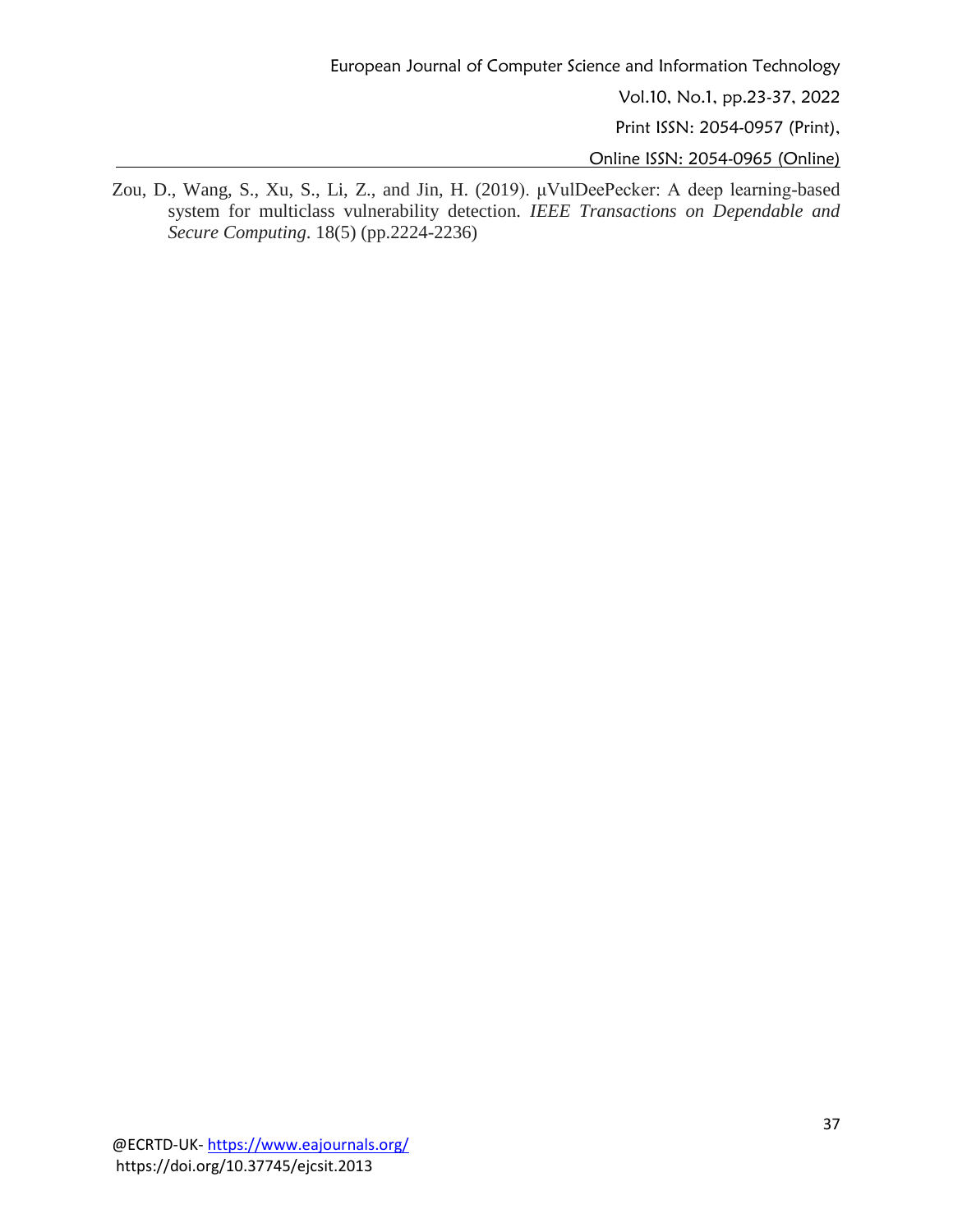Zou, D., Wang, S., Xu, S., Li, Z., and Jin, H. (2019). μVulDeePecker: A deep learning-based system for multiclass vulnerability detection. *IEEE Transactions on Dependable and Secure Computing*. 18(5) (pp.2224-2236)